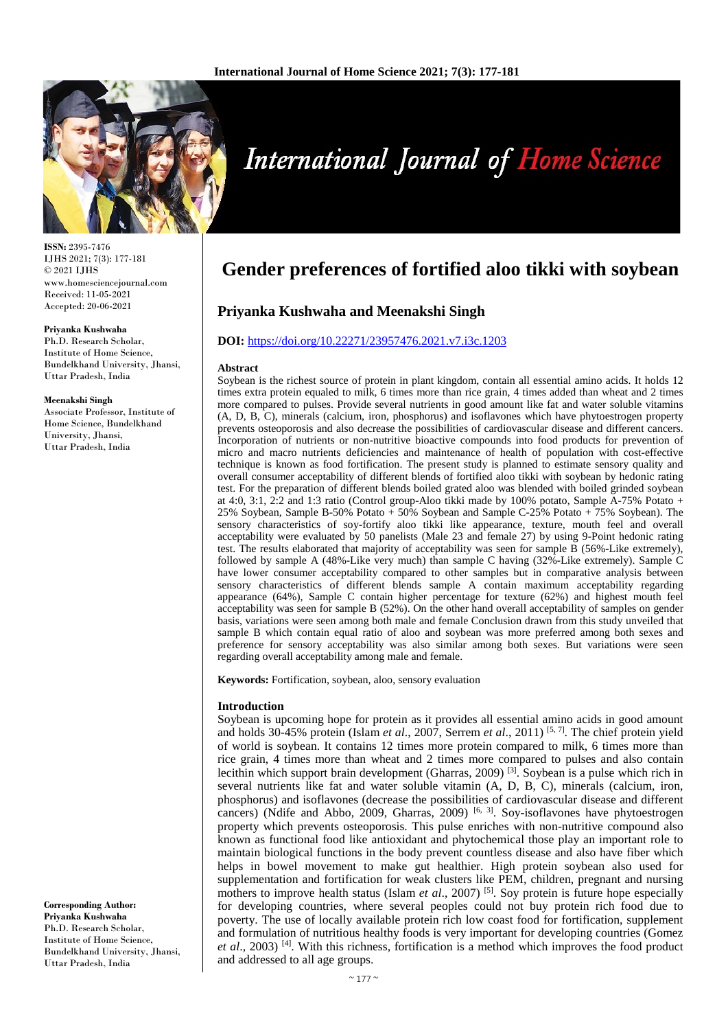**ISSN:** 2395-7476
IJHS 2021; 7(3): 177-181
© 2021 IJHS
www.homesciencejournal.com
Received: 11-05-2021
Accepted: 20-06-2021

**Priyanka Kushwaha**
Ph.D. Research Scholar, Institute of Home Science, Bundelkhand University, Jhansi, Uttar Pradesh, India

**Meenakshi Singh**
Associate Professor, Institute of Home Science, Bundelkhand University, Jhansi, Uttar Pradesh, India

**Corresponding Author:**
**Priyanka Kushwaha**
Ph.D. Research Scholar, Institute of Home Science, Bundelkhand University, Jhansi, Uttar Pradesh, India

# Gender preferences of fortified aloo tikki with soybean

## Priyanka Kushwaha and Meenakshi Singh

**DOI:** https://doi.org/10.22271/23957476.2021.v7.i3c.1203

### Abstract

Soybean is the richest source of protein in plant kingdom, contain all essential amino acids. It holds 12 times extra protein equaled to milk, 6 times more than rice grain, 4 times added than wheat and 2 times more compared to pulses. Provide several nutrients in good amount like fat and water soluble vitamins (A, D, B, C), minerals (calcium, iron, phosphorus) and isoflavones which have phytoestrogen property prevents osteoporosis and also decrease the possibilities of cardiovascular disease and different cancers. Incorporation of nutrients or non-nutritive bioactive compounds into food products for prevention of micro and macro nutrients deficiencies and maintenance of health of population with cost-effective technique is known as food fortification. The present study is planned to estimate sensory quality and overall consumer acceptability of different blends of fortified aloo tikki with soybean by hedonic rating test. For the preparation of different blends boiled grated aloo was blended with boiled grinded soybean at 4:0, 3:1, 2:2 and 1:3 ratio (Control group-Aloo tikki made by 100% potato, Sample A-75% Potato + 25% Soybean, Sample B-50% Potato + 50% Soybean and Sample C-25% Potato + 75% Soybean). The sensory characteristics of soy-fortify aloo tikki like appearance, texture, mouth feel and overall acceptability were evaluated by 50 panelists (Male 23 and female 27) by using 9-Point hedonic rating test. The results elaborated that majority of acceptability was seen for sample B (56%-Like extremely), followed by sample A (48%-Like very much) than sample C having (32%-Like extremely). Sample C have lower consumer acceptability compared to other samples but in comparative analysis between sensory characteristics of different blends sample A contain maximum acceptability regarding appearance (64%), Sample C contain higher percentage for texture (62%) and highest mouth feel acceptability was seen for sample B (52%). On the other hand overall acceptability of samples on gender basis, variations were seen among both male and female Conclusion drawn from this study unveiled that sample B which contain equal ratio of aloo and soybean was more preferred among both sexes and preference for sensory acceptability was also similar among both sexes. But variations were seen regarding overall acceptability among male and female.

**Keywords:** Fortification, soybean, aloo, sensory evaluation

### Introduction

Soybean is upcoming hope for protein as it provides all essential amino acids in good amount and holds 30-45% protein (Islam *et al*., 2007, Serrem *et al*., 2011) [5, 7]. The chief protein yield of world is soybean. It contains 12 times more protein compared to milk, 6 times more than rice grain, 4 times more than wheat and 2 times more compared to pulses and also contain lecithin which support brain development (Gharras, 2009) [3]. Soybean is a pulse which rich in several nutrients like fat and water soluble vitamin (A, D, B, C), minerals (calcium, iron, phosphorus) and isoflavones (decrease the possibilities of cardiovascular disease and different cancers) (Ndife and Abbo, 2009, Gharras, 2009) [6, 3]. Soy-isoflavones have phytoestrogen property which prevents osteoporosis. This pulse enriches with non-nutritive compound also known as functional food like antioxidant and phytochemical those play an important role to maintain biological functions in the body prevent countless disease and also have fiber which helps in bowel movement to make gut healthier. High protein soybean also used for supplementation and fortification for weak clusters like PEM, children, pregnant and nursing mothers to improve health status (Islam *et al*., 2007) [5]. Soy protein is future hope especially for developing countries, where several peoples could not buy protein rich food due to poverty. The use of locally available protein rich low coast food for fortification, supplement and formulation of nutritious healthy foods is very important for developing countries (Gomez *et al*., 2003) [4]. With this richness, fortification is a method which improves the food product and addressed to all age groups.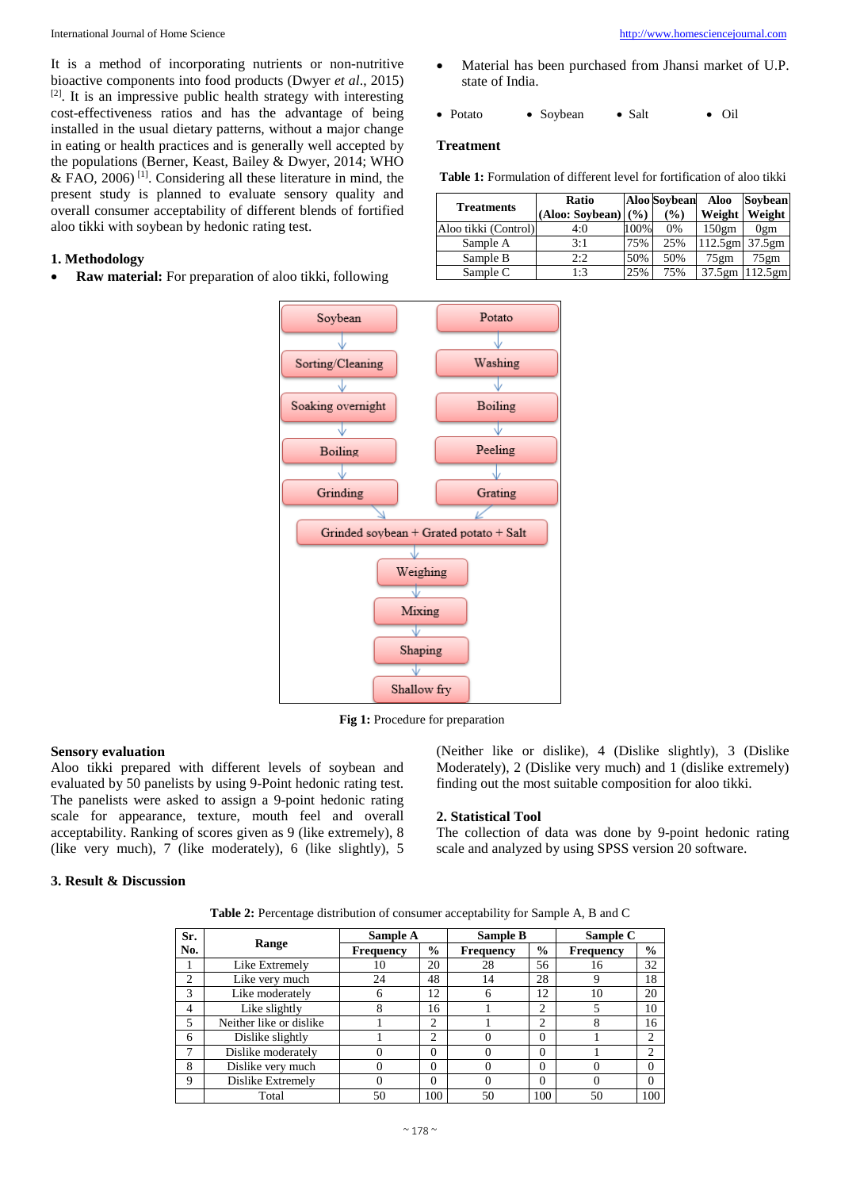It is a method of incorporating nutrients or non-nutritive bioactive components into food products (Dwyer *et al*., 2015) [2]. It is an impressive public health strategy with interesting cost-effectiveness ratios and has the advantage of being installed in the usual dietary patterns, without a major change in eating or health practices and is generally well accepted by the populations (Berner, Keast, Bailey & Dwyer, 2014; WHO & FAO, 2006) [1]. Considering all these literature in mind, the present study is planned to evaluate sensory quality and overall consumer acceptability of different blends of fortified aloo tikki with soybean by hedonic rating test.

## 1. Methodology

- **Raw material:** For preparation of aloo tikki, following
- Material has been purchased from Jhansi market of U.P. state of India.

- Potato
- Soybean
- Salt
- Oil

### Treatment

**Table 1:** Formulation of different level for fortification of aloo tikki

| Treatments | Ratio (Aloo: Soybean) | Aloo (%) | Soybean (%) | Aloo Weight | Soybean Weight |
|---|---|---|---|---|---|
| Aloo tikki (Control) | 4:0 | 100% | 0% | 150gm | 0gm |
| Sample A | 3:1 | 75% | 25% | 112.5gm | 37.5gm |
| Sample B | 2:2 | 50% | 50% | 75gm | 75gm |
| Sample C | 1:3 | 25% | 75% | 37.5gm | 112.5gm |

Soybean → Sorting/Cleaning → Soaking overnight → Boiling → Grinding

Potato → Washing → Boiling → Peeling → Grating

Grinded soybean + Grated potato + Salt → Weighing → Mixing → Shaping → Shallow fry

**Fig 1:** Procedure for preparation

### Sensory evaluation

Aloo tikki prepared with different levels of soybean and evaluated by 50 panelists by using 9-Point hedonic rating test. The panelists were asked to assign a 9-point hedonic rating scale for appearance, texture, mouth feel and overall acceptability. Ranking of scores given as 9 (like extremely), 8 (like very much), 7 (like moderately), 6 (like slightly), 5 (Neither like or dislike), 4 (Dislike slightly), 3 (Dislike Moderately), 2 (Dislike very much) and 1 (dislike extremely) finding out the most suitable composition for aloo tikki.

## 2. Statistical Tool

The collection of data was done by 9-point hedonic rating scale and analyzed by using SPSS version 20 software.

## 3. Result & Discussion

**Table 2:** Percentage distribution of consumer acceptability for Sample A, B and C

| Sr. No. | Range | Sample A | | Sample B | | Sample C | |
|---|---|---|---|---|---|---|---|
| | | Frequency | % | Frequency | % | Frequency | % |
| 1 | Like Extremely | 10 | 20 | 28 | 56 | 16 | 32 |
| 2 | Like very much | 24 | 48 | 14 | 28 | 9 | 18 |
| 3 | Like moderately | 6 | 12 | 6 | 12 | 10 | 20 |
| 4 | Like slightly | 8 | 16 | 1 | 2 | 5 | 10 |
| 5 | Neither like or dislike | 1 | 2 | 1 | 2 | 8 | 16 |
| 6 | Dislike slightly | 1 | 2 | 0 | 0 | 1 | 2 |
| 7 | Dislike moderately | 0 | 0 | 0 | 0 | 1 | 2 |
| 8 | Dislike very much | 0 | 0 | 0 | 0 | 0 | 0 |
| 9 | Dislike Extremely | 0 | 0 | 0 | 0 | 0 | 0 |
| | Total | 50 | 100 | 50 | 100 | 50 | 100 |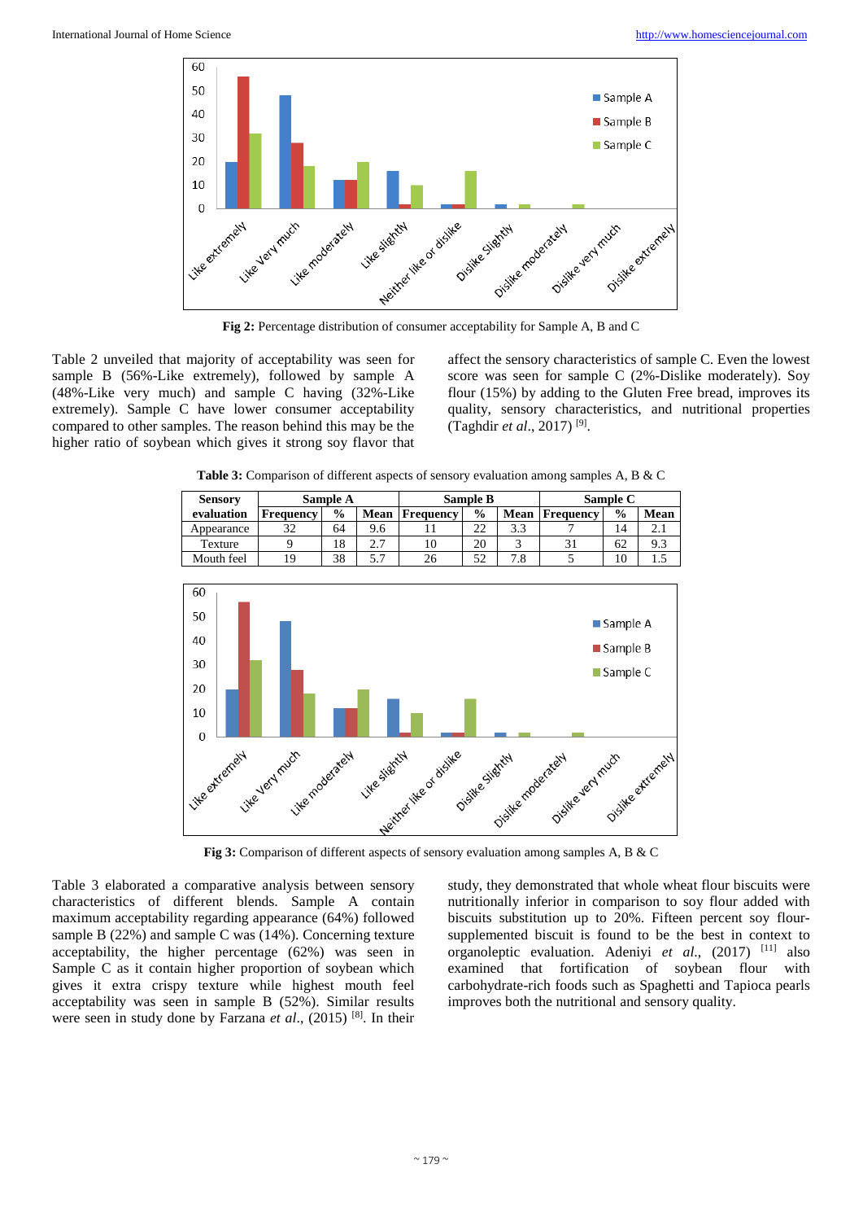Fig 2: Percentage distribution of consumer acceptability for Sample A, B and C

Table 2 unveiled that majority of acceptability was seen for sample B (56%-Like extremely), followed by sample A (48%-Like very much) and sample C having (32%-Like extremely). Sample C have lower consumer acceptability compared to other samples. The reason behind this may be the higher ratio of soybean which gives it strong soy flavor that affect the sensory characteristics of sample C. Even the lowest score was seen for sample C (2%-Dislike moderately). Soy flour (15%) by adding to the Gluten Free bread, improves its quality, sensory characteristics, and nutritional properties (Taghdir *et al*., 2017) [9].

**Table 3:** Comparison of different aspects of sensory evaluation among samples A, B & C

| Sensory evaluation | Sample A | | | Sample B | | | Sample C | | |
|---|---|---|---|---|---|---|---|---|---|
| | Frequency | % | Mean | Frequency | % | Mean | Frequency | % | Mean |
| Appearance | 32 | 64 | 9.6 | 11 | 22 | 3.3 | 7 | 14 | 2.1 |
| Texture | 9 | 18 | 2.7 | 10 | 20 | 3 | 31 | 62 | 9.3 |
| Mouth feel | 19 | 38 | 5.7 | 26 | 52 | 7.8 | 5 | 10 | 1.5 |

**Fig 3:** Comparison of different aspects of sensory evaluation among samples A, B & C

Table 3 elaborated a comparative analysis between sensory characteristics of different blends. Sample A contain maximum acceptability regarding appearance (64%) followed sample B (22%) and sample C was (14%). Concerning texture acceptability, the higher percentage (62%) was seen in Sample C as it contain higher proportion of soybean which gives it extra crispy texture while highest mouth feel acceptability was seen in sample B (52%). Similar results were seen in study done by Farzana *et al*., (2015) [8]. In their study, they demonstrated that whole wheat flour biscuits were nutritionally inferior in comparison to soy flour added with biscuits substitution up to 20%. Fifteen percent soy flour-supplemented biscuit is found to be the best in context to organoleptic evaluation. Adeniyi *et al*., (2017) [11] also examined that fortification of soybean flour with carbohydrate-rich foods such as Spaghetti and Tapioca pearls improves both the nutritional and sensory quality.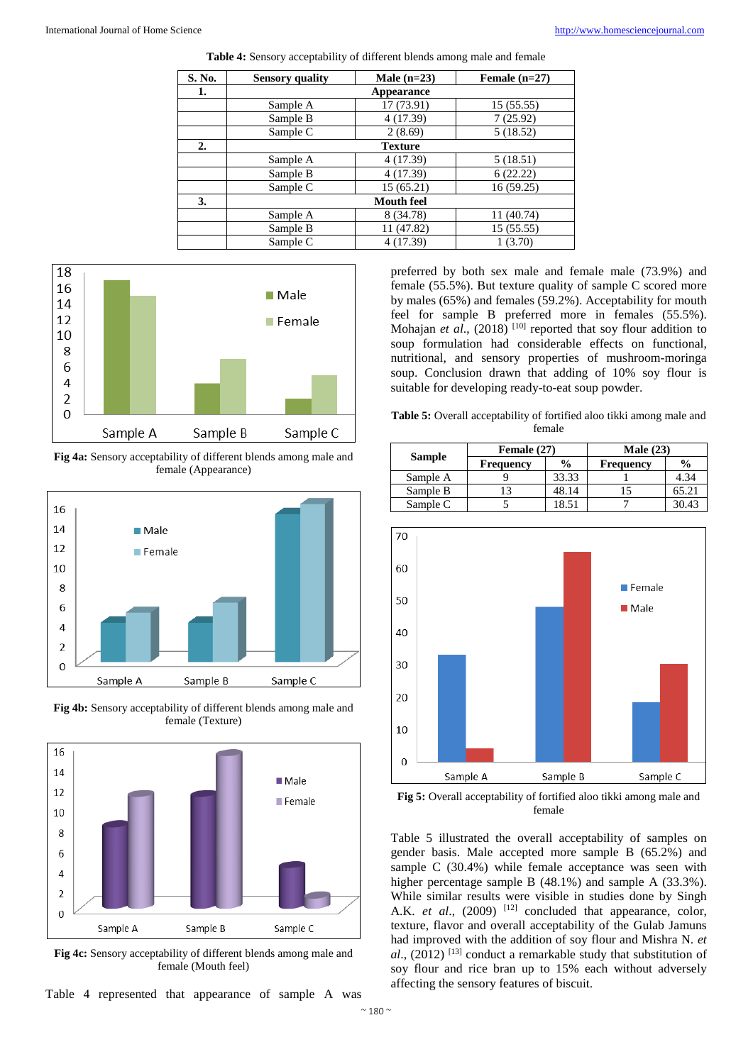**Table 4:** Sensory acceptability of different blends among male and female

| S. No. | Sensory quality | Male (n=23) | Female (n=27) |
|---|---|---|---|
| 1. | **Appearance** | | |
| | Sample A | 17 (73.91) | 15 (55.55) |
| | Sample B | 4 (17.39) | 7 (25.92) |
| | Sample C | 2 (8.69) | 5 (18.52) |
| 2. | **Texture** | | |
| | Sample A | 4 (17.39) | 5 (18.51) |
| | Sample B | 4 (17.39) | 6 (22.22) |
| | Sample C | 15 (65.21) | 16 (59.25) |
| 3. | **Mouth feel** | | |
| | Sample A | 8 (34.78) | 11 (40.74) |
| | Sample B | 11 (47.82) | 15 (55.55) |
| | Sample C | 4 (17.39) | 1 (3.70) |

**Fig 4a:** Sensory acceptability of different blends among male and female (Appearance)

**Fig 4b:** Sensory acceptability of different blends among male and female (Texture)

**Fig 4c:** Sensory acceptability of different blends among male and female (Mouth feel)

Table 4 represented that appearance of sample A was preferred by both sex male and female male (73.9%) and female (55.5%). But texture quality of sample C scored more by males (65%) and females (59.2%). Acceptability for mouth feel for sample B preferred more in females (55.5%). Mohajan *et al.*, (2018) [10] reported that soy flour addition to soup formulation had considerable effects on functional, nutritional, and sensory properties of mushroom-moringa soup. Conclusion drawn that adding of 10% soy flour is suitable for developing ready-to-eat soup powder.

**Table 5:** Overall acceptability of fortified aloo tikki among male and female

| Sample | Female (27) | | Male (23) | |
|---|---|---|---|---|
| | Frequency | % | Frequency | % |
| Sample A | 9 | 33.33 | 1 | 4.34 |
| Sample B | 13 | 48.14 | 15 | 65.21 |
| Sample C | 5 | 18.51 | 7 | 30.43 |

**Fig 5:** Overall acceptability of fortified aloo tikki among male and female

Table 5 illustrated the overall acceptability of samples on gender basis. Male accepted more sample B (65.2%) and sample C (30.4%) while female acceptance was seen with higher percentage sample B (48.1%) and sample A (33.3%). While similar results were visible in studies done by Singh A.K. *et al.*, (2009) [12] concluded that appearance, color, texture, flavor and overall acceptability of the Gulab Jamuns had improved with the addition of soy flour and Mishra N. *et al.*, (2012) [13] conduct a remarkable study that substitution of soy flour and rice bran up to 15% each without adversely affecting the sensory features of biscuit.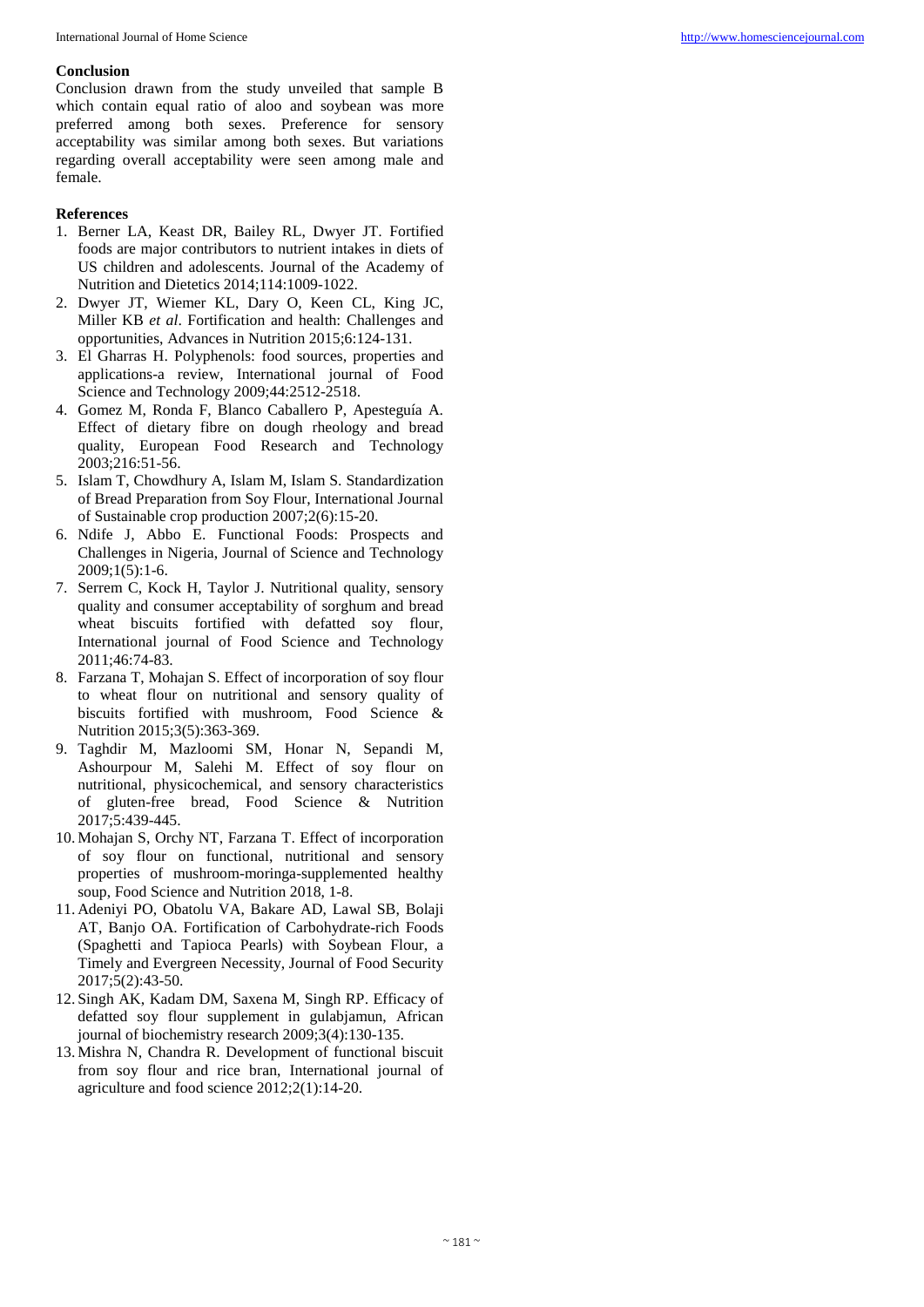## Conclusion

Conclusion drawn from the study unveiled that sample B which contain equal ratio of aloo and soybean was more preferred among both sexes. Preference for sensory acceptability was similar among both sexes. But variations regarding overall acceptability were seen among male and female.

## References

1. Berner LA, Keast DR, Bailey RL, Dwyer JT. Fortified foods are major contributors to nutrient intakes in diets of US children and adolescents. Journal of the Academy of Nutrition and Dietetics 2014;114:1009-1022.
2. Dwyer JT, Wiemer KL, Dary O, Keen CL, King JC, Miller KB *et al*. Fortification and health: Challenges and opportunities, Advances in Nutrition 2015;6:124-131.
3. El Gharras H. Polyphenols: food sources, properties and applications-a review, International journal of Food Science and Technology 2009;44:2512-2518.
4. Gomez M, Ronda F, Blanco Caballero P, Apesteguía A. Effect of dietary fibre on dough rheology and bread quality, European Food Research and Technology 2003;216:51-56.
5. Islam T, Chowdhury A, Islam M, Islam S. Standardization of Bread Preparation from Soy Flour, International Journal of Sustainable crop production 2007;2(6):15-20.
6. Ndife J, Abbo E. Functional Foods: Prospects and Challenges in Nigeria, Journal of Science and Technology 2009;1(5):1-6.
7. Serrem C, Kock H, Taylor J. Nutritional quality, sensory quality and consumer acceptability of sorghum and bread wheat biscuits fortified with defatted soy flour, International journal of Food Science and Technology 2011;46:74-83.
8. Farzana T, Mohajan S. Effect of incorporation of soy flour to wheat flour on nutritional and sensory quality of biscuits fortified with mushroom, Food Science & Nutrition 2015;3(5):363-369.
9. Taghdir M, Mazloomi SM, Honar N, Sepandi M, Ashourpour M, Salehi M. Effect of soy flour on nutritional, physicochemical, and sensory characteristics of gluten-free bread, Food Science & Nutrition 2017;5:439-445.
10. Mohajan S, Orchy NT, Farzana T. Effect of incorporation of soy flour on functional, nutritional and sensory properties of mushroom-moringa-supplemented healthy soup, Food Science and Nutrition 2018, 1-8.
11. Adeniyi PO, Obatolu VA, Bakare AD, Lawal SB, Bolaji AT, Banjo OA. Fortification of Carbohydrate-rich Foods (Spaghetti and Tapioca Pearls) with Soybean Flour, a Timely and Evergreen Necessity, Journal of Food Security 2017;5(2):43-50.
12. Singh AK, Kadam DM, Saxena M, Singh RP. Efficacy of defatted soy flour supplement in gulabjamun, African journal of biochemistry research 2009;3(4):130-135.
13. Mishra N, Chandra R. Development of functional biscuit from soy flour and rice bran, International journal of agriculture and food science 2012;2(1):14-20.